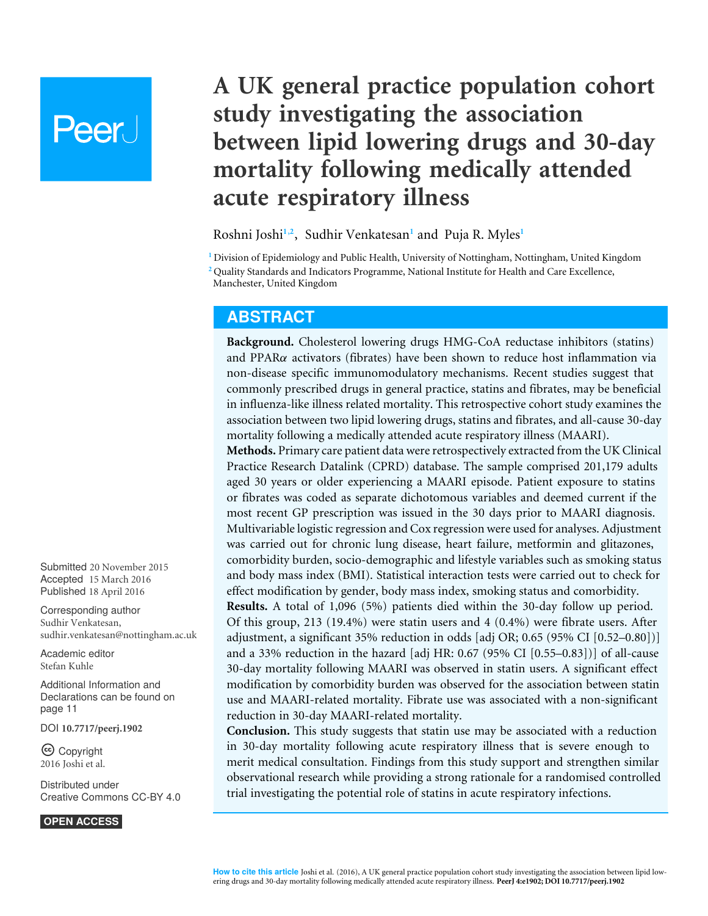# A UK general practice population cohort study investigating the association between lipid lowering drugs and 30-day mortality following medically attended acute respiratory illness

Roshni Joshi[1,2], Sudhir Venkatesan[1] and Puja R. Myles[1]

[1] Division of Epidemiology and Public Health, University of Nottingham, Nottingham, United Kingdom

[2] Quality Standards and Indicators Programme, National Institute for Health and Care Excellence, Manchester, United Kingdom

## ABSTRACT

**Background.** Cholesterol lowering drugs HMG-CoA reductase inhibitors (statins) and PPAR$\alpha$ activators (fibrates) have been shown to reduce host inflammation via non-disease specific immunomodulatory mechanisms. Recent studies suggest that commonly prescribed drugs in general practice, statins and fibrates, may be beneficial in influenza-like illness related mortality. This retrospective cohort study examines the association between two lipid lowering drugs, statins and fibrates, and all-cause 30-day mortality following a medically attended acute respiratory illness (MAARI).

**Methods.** Primary care patient data were retrospectively extracted from the UK Clinical Practice Research Datalink (CPRD) database. The sample comprised 201,179 adults aged 30 years or older experiencing a MAARI episode. Patient exposure to statins or fibrates was coded as separate dichotomous variables and deemed current if the most recent GP prescription was issued in the 30 days prior to MAARI diagnosis. Multivariable logistic regression and Cox regression were used for analyses. Adjustment was carried out for chronic lung disease, heart failure, metformin and glitazones, comorbidity burden, socio-demographic and lifestyle variables such as smoking status and body mass index (BMI). Statistical interaction tests were carried out to check for effect modification by gender, body mass index, smoking status and comorbidity.

**Results.** A total of 1,096 (5%) patients died within the 30-day follow up period. Of this group, 213 (19.4%) were statin users and 4 (0.4%) were fibrate users. After adjustment, a significant 35% reduction in odds [adj OR; 0.65 (95% CI [0.52–0.80])] and a 33% reduction in the hazard [adj HR: 0.67 (95% CI [0.55–0.83])] of all-cause 30-day mortality following MAARI was observed in statin users. A significant effect modification by comorbidity burden was observed for the association between statin use and MAARI-related mortality. Fibrate use was associated with a non-significant reduction in 30-day MAARI-related mortality.

**Conclusion.** This study suggests that statin use may be associated with a reduction in 30-day mortality following acute respiratory illness that is severe enough to merit medical consultation. Findings from this study support and strengthen similar observational research while providing a strong rationale for a randomised controlled trial investigating the potential role of statins in acute respiratory infections.

Submitted 20 November 2015
Accepted 15 March 2016
Published 18 April 2016

Corresponding author
Sudhir Venkatesan, sudhir.venkatesan@nottingham.ac.uk

Academic editor
Stefan Kuhle

Additional Information and Declarations can be found on page 11

DOI 10.7717/peerj.1902

Copyright
2016 Joshi et al.

Distributed under
Creative Commons CC-BY 4.0

OPEN ACCESS

**How to cite this article** Joshi et al. (2016), A UK general practice population cohort study investigating the association between lipid lowering drugs and 30-day mortality following medically attended acute respiratory illness. **PeerJ 4:e1902; DOI 10.7717/peerj.1902**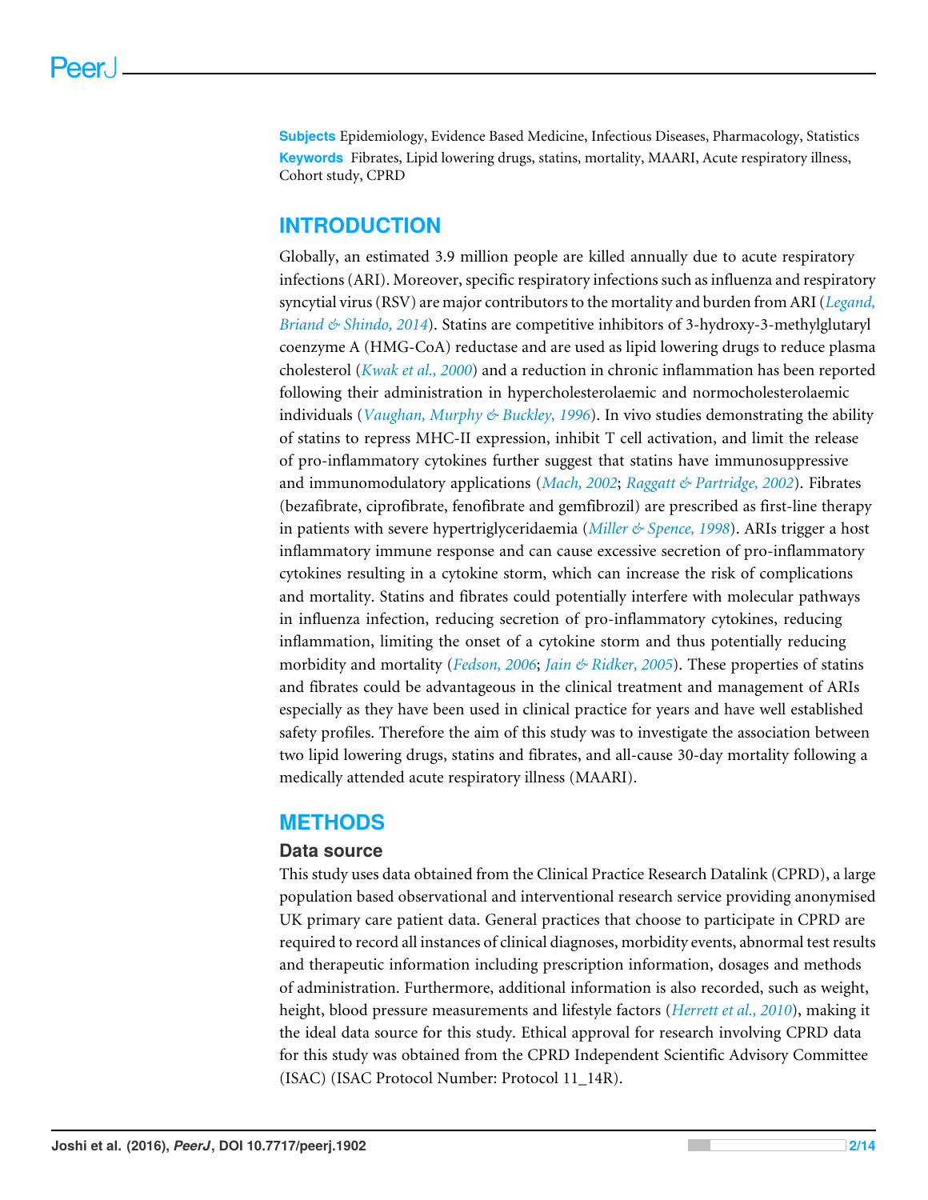**Subjects** Epidemiology, Evidence Based Medicine, Infectious Diseases, Pharmacology, Statistics
**Keywords** Fibrates, Lipid lowering drugs, statins, mortality, MAARI, Acute respiratory illness, Cohort study, CPRD

## INTRODUCTION

Globally, an estimated 3.9 million people are killed annually due to acute respiratory infections (ARI). Moreover, specific respiratory infections such as influenza and respiratory syncytial virus (RSV) are major contributors to the mortality and burden from ARI (*Legand, Briand & Shindo, 2014*). Statins are competitive inhibitors of 3-hydroxy-3-methylglutaryl coenzyme A (HMG-CoA) reductase and are used as lipid lowering drugs to reduce plasma cholesterol (*Kwak et al., 2000*) and a reduction in chronic inflammation has been reported following their administration in hypercholesterolaemic and normocholesterolaemic individuals (*Vaughan, Murphy & Buckley, 1996*). In vivo studies demonstrating the ability of statins to repress MHC-II expression, inhibit T cell activation, and limit the release of pro-inflammatory cytokines further suggest that statins have immunosuppressive and immunomodulatory applications (*Mach, 2002*; *Raggatt & Partridge, 2002*). Fibrates (bezafibrate, ciprofibrate, fenofibrate and gemfibrozil) are prescribed as first-line therapy in patients with severe hypertriglyceridaemia (*Miller & Spence, 1998*). ARIs trigger a host inflammatory immune response and can cause excessive secretion of pro-inflammatory cytokines resulting in a cytokine storm, which can increase the risk of complications and mortality. Statins and fibrates could potentially interfere with molecular pathways in influenza infection, reducing secretion of pro-inflammatory cytokines, reducing inflammation, limiting the onset of a cytokine storm and thus potentially reducing morbidity and mortality (*Fedson, 2006*; *Jain & Ridker, 2005*). These properties of statins and fibrates could be advantageous in the clinical treatment and management of ARIs especially as they have been used in clinical practice for years and have well established safety profiles. Therefore the aim of this study was to investigate the association between two lipid lowering drugs, statins and fibrates, and all-cause 30-day mortality following a medically attended acute respiratory illness (MAARI).

## METHODS

### Data source

This study uses data obtained from the Clinical Practice Research Datalink (CPRD), a large population based observational and interventional research service providing anonymised UK primary care patient data. General practices that choose to participate in CPRD are required to record all instances of clinical diagnoses, morbidity events, abnormal test results and therapeutic information including prescription information, dosages and methods of administration. Furthermore, additional information is also recorded, such as weight, height, blood pressure measurements and lifestyle factors (*Herrett et al., 2010*), making it the ideal data source for this study. Ethical approval for research involving CPRD data for this study was obtained from the CPRD Independent Scientific Advisory Committee (ISAC) (ISAC Protocol Number: Protocol 11_14R).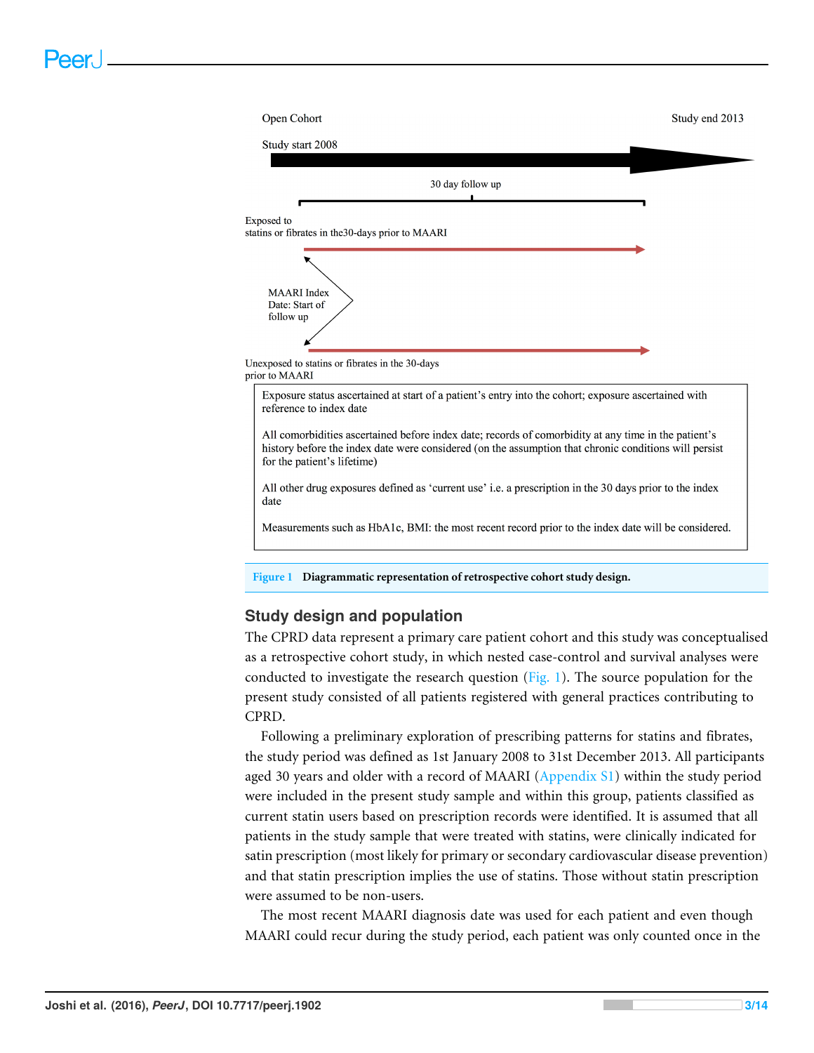Open Cohort

Study start 2008

Study end 2013

30 day follow up

Exposed to statins or fibrates in the30-days prior to MAARI

MAARI Index Date: Start of follow up

Unexposed to statins or fibrates in the 30-days prior to MAARI

Exposure status ascertained at start of a patient's entry into the cohort; exposure ascertained with reference to index date

All comorbidities ascertained before index date; records of comorbidity at any time in the patient's history before the index date were considered (on the assumption that chronic conditions will persist for the patient's lifetime)

All other drug exposures defined as 'current use' i.e. a prescription in the 30 days prior to the index date

Measurements such as HbA1c, BMI: the most recent record prior to the index date will be considered.

**Figure 1 Diagrammatic representation of retrospective cohort study design.**

## Study design and population

The CPRD data represent a primary care patient cohort and this study was conceptualised as a retrospective cohort study, in which nested case-control and survival analyses were conducted to investigate the research question (Fig. 1). The source population for the present study consisted of all patients registered with general practices contributing to CPRD.

Following a preliminary exploration of prescribing patterns for statins and fibrates, the study period was defined as 1st January 2008 to 31st December 2013. All participants aged 30 years and older with a record of MAARI (Appendix S1) within the study period were included in the present study sample and within this group, patients classified as current statin users based on prescription records were identified. It is assumed that all patients in the study sample that were treated with statins, were clinically indicated for satin prescription (most likely for primary or secondary cardiovascular disease prevention) and that statin prescription implies the use of statins. Those without statin prescription were assumed to be non-users.

The most recent MAARI diagnosis date was used for each patient and even though MAARI could recur during the study period, each patient was only counted once in the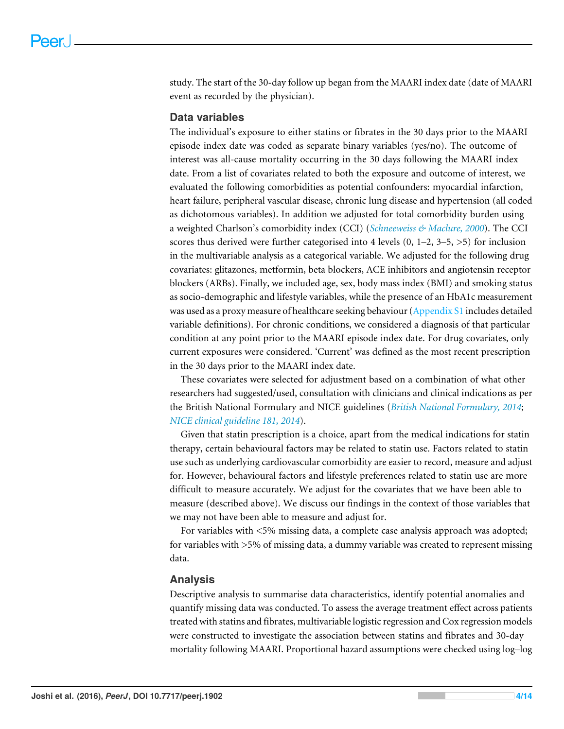study. The start of the 30-day follow up began from the MAARI index date (date of MAARI event as recorded by the physician).

## Data variables

The individual's exposure to either statins or fibrates in the 30 days prior to the MAARI episode index date was coded as separate binary variables (yes/no). The outcome of interest was all-cause mortality occurring in the 30 days following the MAARI index date. From a list of covariates related to both the exposure and outcome of interest, we evaluated the following comorbidities as potential confounders: myocardial infarction, heart failure, peripheral vascular disease, chronic lung disease and hypertension (all coded as dichotomous variables). In addition we adjusted for total comorbidity burden using a weighted Charlson's comorbidity index (CCI) (*Schneeweiss & Maclure, 2000*). The CCI scores thus derived were further categorised into 4 levels (0, 1–2, 3–5, >5) for inclusion in the multivariable analysis as a categorical variable. We adjusted for the following drug covariates: glitazones, metformin, beta blockers, ACE inhibitors and angiotensin receptor blockers (ARBs). Finally, we included age, sex, body mass index (BMI) and smoking status as socio-demographic and lifestyle variables, while the presence of an HbA1c measurement was used as a proxy measure of healthcare seeking behaviour (Appendix S1 includes detailed variable definitions). For chronic conditions, we considered a diagnosis of that particular condition at any point prior to the MAARI episode index date. For drug covariates, only current exposures were considered. 'Current' was defined as the most recent prescription in the 30 days prior to the MAARI index date.

These covariates were selected for adjustment based on a combination of what other researchers had suggested/used, consultation with clinicians and clinical indications as per the British National Formulary and NICE guidelines (*British National Formulary, 2014*; *NICE clinical guideline 181, 2014*).

Given that statin prescription is a choice, apart from the medical indications for statin therapy, certain behavioural factors may be related to statin use. Factors related to statin use such as underlying cardiovascular comorbidity are easier to record, measure and adjust for. However, behavioural factors and lifestyle preferences related to statin use are more difficult to measure accurately. We adjust for the covariates that we have been able to measure (described above). We discuss our findings in the context of those variables that we may not have been able to measure and adjust for.

For variables with <5% missing data, a complete case analysis approach was adopted; for variables with >5% of missing data, a dummy variable was created to represent missing data.

## Analysis

Descriptive analysis to summarise data characteristics, identify potential anomalies and quantify missing data was conducted. To assess the average treatment effect across patients treated with statins and fibrates, multivariable logistic regression and Cox regression models were constructed to investigate the association between statins and fibrates and 30-day mortality following MAARI. Proportional hazard assumptions were checked using log–log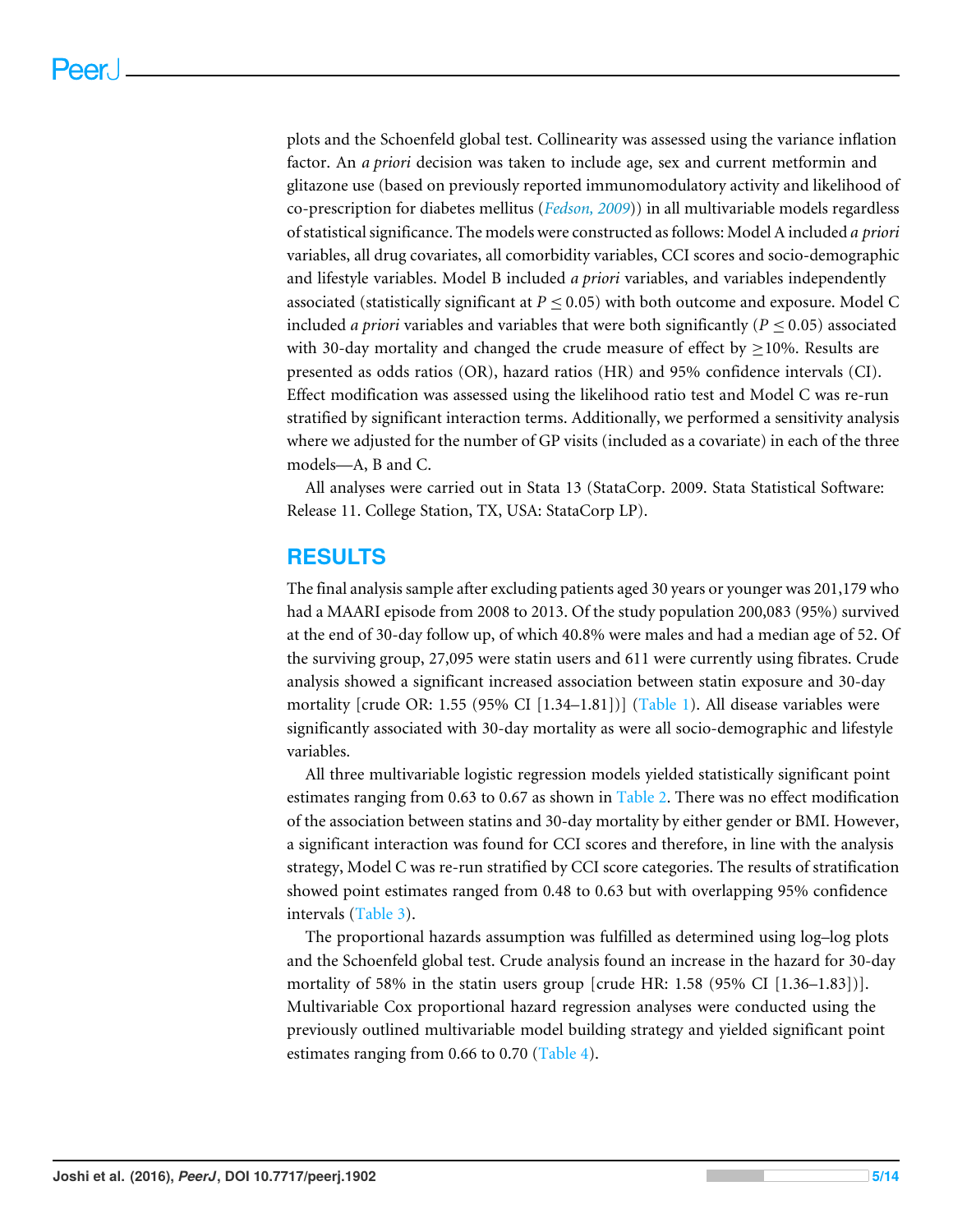plots and the Schoenfeld global test. Collinearity was assessed using the variance inflation factor. An *a priori* decision was taken to include age, sex and current metformin and glitazone use (based on previously reported immunomodulatory activity and likelihood of co-prescription for diabetes mellitus (*Fedson, 2009*)) in all multivariable models regardless of statistical significance. The models were constructed as follows: Model A included *a priori* variables, all drug covariates, all comorbidity variables, CCI scores and socio-demographic and lifestyle variables. Model B included *a priori* variables, and variables independently associated (statistically significant at $P \leq 0.05$) with both outcome and exposure. Model C included *a priori* variables and variables that were both significantly ($P \leq 0.05$) associated with 30-day mortality and changed the crude measure of effect by $\geq$10%. Results are presented as odds ratios (OR), hazard ratios (HR) and 95% confidence intervals (CI). Effect modification was assessed using the likelihood ratio test and Model C was re-run stratified by significant interaction terms. Additionally, we performed a sensitivity analysis where we adjusted for the number of GP visits (included as a covariate) in each of the three models—A, B and C.

All analyses were carried out in Stata 13 (StataCorp. 2009. Stata Statistical Software: Release 11. College Station, TX, USA: StataCorp LP).

## RESULTS

The final analysis sample after excluding patients aged 30 years or younger was 201,179 who had a MAARI episode from 2008 to 2013. Of the study population 200,083 (95%) survived at the end of 30-day follow up, of which 40.8% were males and had a median age of 52. Of the surviving group, 27,095 were statin users and 611 were currently using fibrates. Crude analysis showed a significant increased association between statin exposure and 30-day mortality [crude OR: 1.55 (95% CI [1.34–1.81])] (Table 1). All disease variables were significantly associated with 30-day mortality as were all socio-demographic and lifestyle variables.

All three multivariable logistic regression models yielded statistically significant point estimates ranging from 0.63 to 0.67 as shown in Table 2. There was no effect modification of the association between statins and 30-day mortality by either gender or BMI. However, a significant interaction was found for CCI scores and therefore, in line with the analysis strategy, Model C was re-run stratified by CCI score categories. The results of stratification showed point estimates ranged from 0.48 to 0.63 but with overlapping 95% confidence intervals (Table 3).

The proportional hazards assumption was fulfilled as determined using log–log plots and the Schoenfeld global test. Crude analysis found an increase in the hazard for 30-day mortality of 58% in the statin users group [crude HR: 1.58 (95% CI [1.36–1.83])]. Multivariable Cox proportional hazard regression analyses were conducted using the previously outlined multivariable model building strategy and yielded significant point estimates ranging from 0.66 to 0.70 (Table 4).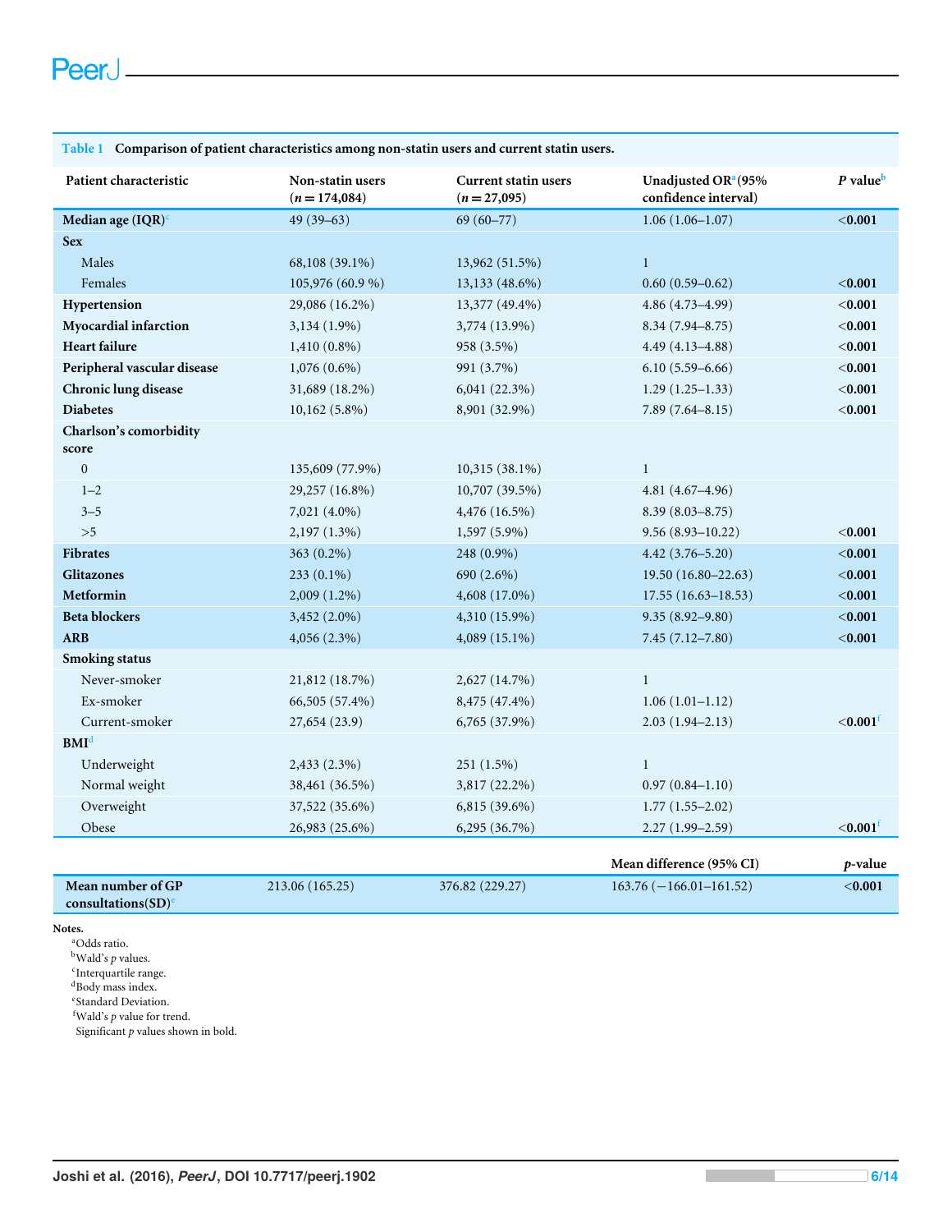**Table 1 Comparison of patient characteristics among non-statin users and current statin users.**

| Patient characteristic | Non-statin users ($n = 174{,}084$) | Current statin users ($n = 27{,}095$) | Unadjusted OR[a] (95% confidence interval) | *P* value[b] |
|---|---|---|---|---|
| **Median age (IQR)**[c] | 49 (39–63) | 69 (60–77) | 1.06 (1.06–1.07) | **<0.001** |
| **Sex** | | | | |
| Males | 68,108 (39.1%) | 13,962 (51.5%) | 1 | |
| Females | 105,976 (60.9 %) | 13,133 (48.6%) | 0.60 (0.59–0.62) | **<0.001** |
| **Hypertension** | 29,086 (16.2%) | 13,377 (49.4%) | 4.86 (4.73–4.99) | **<0.001** |
| **Myocardial infarction** | 3,134 (1.9%) | 3,774 (13.9%) | 8.34 (7.94–8.75) | **<0.001** |
| **Heart failure** | 1,410 (0.8%) | 958 (3.5%) | 4.49 (4.13–4.88) | **<0.001** |
| **Peripheral vascular disease** | 1,076 (0.6%) | 991 (3.7%) | 6.10 (5.59–6.66) | **<0.001** |
| **Chronic lung disease** | 31,689 (18.2%) | 6,041 (22.3%) | 1.29 (1.25–1.33) | **<0.001** |
| **Diabetes** | 10,162 (5.8%) | 8,901 (32.9%) | 7.89 (7.64–8.15) | **<0.001** |
| **Charlson's comorbidity score** | | | | |
| 0 | 135,609 (77.9%) | 10,315 (38.1%) | 1 | |
| 1–2 | 29,257 (16.8%) | 10,707 (39.5%) | 4.81 (4.67–4.96) | |
| 3–5 | 7,021 (4.0%) | 4,476 (16.5%) | 8.39 (8.03–8.75) | |
| >5 | 2,197 (1.3%) | 1,597 (5.9%) | 9.56 (8.93–10.22) | **<0.001** |
| **Fibrates** | 363 (0.2%) | 248 (0.9%) | 4.42 (3.76–5.20) | **<0.001** |
| **Glitazones** | 233 (0.1%) | 690 (2.6%) | 19.50 (16.80–22.63) | **<0.001** |
| **Metformin** | 2,009 (1.2%) | 4,608 (17.0%) | 17.55 (16.63–18.53) | **<0.001** |
| **Beta blockers** | 3,452 (2.0%) | 4,310 (15.9%) | 9.35 (8.92–9.80) | **<0.001** |
| **ARB** | 4,056 (2.3%) | 4,089 (15.1%) | 7.45 (7.12–7.80) | **<0.001** |
| **Smoking status** | | | | |
| Never-smoker | 21,812 (18.7%) | 2,627 (14.7%) | 1 | |
| Ex-smoker | 66,505 (57.4%) | 8,475 (47.4%) | 1.06 (1.01–1.12) | |
| Current-smoker | 27,654 (23.9) | 6,765 (37.9%) | 2.03 (1.94–2.13) | **<0.001**[f] |
| **BMI**[d] | | | | |
| Underweight | 2,433 (2.3%) | 251 (1.5%) | 1 | |
| Normal weight | 38,461 (36.5%) | 3,817 (22.2%) | 0.97 (0.84–1.10) | |
| Overweight | 37,522 (35.6%) | 6,815 (39.6%) | 1.77 (1.55–2.02) | |
| Obese | 26,983 (25.6%) | 6,295 (36.7%) | 2.27 (1.99–2.59) | **<0.001**[f] |
| | | | **Mean difference (95% CI)** | ***p*-value** |
| **Mean number of GP consultations(SD)**[e] | 213.06 (165.25) | 376.82 (229.27) | 163.76 (−166.01–161.52) | **<0.001** |

**Notes.**

[a]Odds ratio.
[b]Wald's *p* values.
[c]Interquartile range.
[d]Body mass index.
[e]Standard Deviation.
[f]Wald's *p* value for trend.
Significant *p* values shown in bold.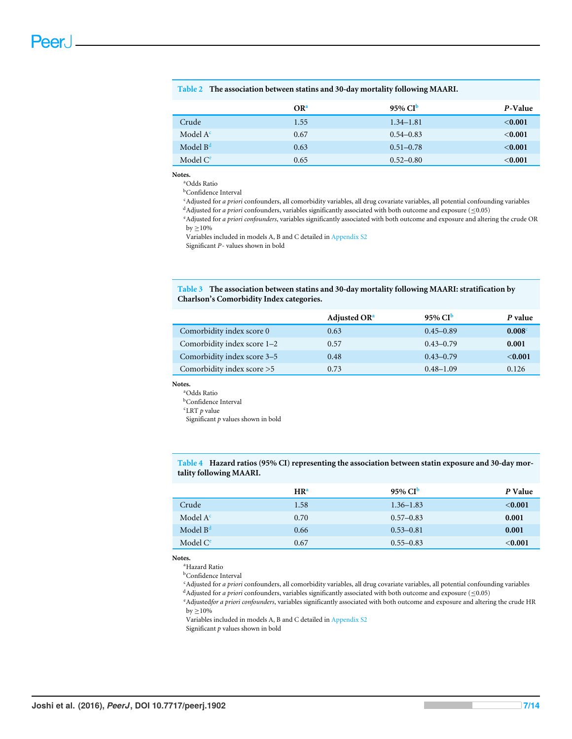**Table 2 The association between statins and 30-day mortality following MAARI.**

| | OR[a] | 95% CI[b] | *P*-Value |
|---|---|---|---|
| Crude | 1.55 | 1.34–1.81 | **<0.001** |
| Model A[c] | 0.67 | 0.54–0.83 | **<0.001** |
| Model B[d] | 0.63 | 0.51–0.78 | **<0.001** |
| Model C[e] | 0.65 | 0.52–0.80 | **<0.001** |

**Notes.**

[a]Odds Ratio
[b]Confidence Interval
[c]Adjusted for *a priori* confounders, all comorbidity variables, all drug covariate variables, all potential confounding variables
[d]Adjusted for *a priori* confounders, variables significantly associated with both outcome and exposure (≤0.05)
[e]Adjusted for *a priori confounders*, variables significantly associated with both outcome and exposure and altering the crude OR by ≥10%
Variables included in models A, B and C detailed in Appendix S2
Significant *P*- values shown in bold

**Table 3 The association between statins and 30-day mortality following MAARI: stratification by Charlson's Comorbidity Index categories.**

| | Adjusted OR[a] | 95% CI[b] | *P* value |
|---|---|---|---|
| Comorbidity index score 0 | 0.63 | 0.45–0.89 | **0.008**[c] |
| Comorbidity index score 1–2 | 0.57 | 0.43–0.79 | **0.001** |
| Comorbidity index score 3–5 | 0.48 | 0.43–0.79 | **<0.001** |
| Comorbidity index score >5 | 0.73 | 0.48–1.09 | 0.126 |

**Notes.**

[a]Odds Ratio
[b]Confidence Interval
[c]LRT *p* value
Significant *p* values shown in bold

**Table 4 Hazard ratios (95% CI) representing the association between statin exposure and 30-day mortality following MAARI.**

| | HR[a] | 95% CI[b] | *P* Value |
|---|---|---|---|
| Crude | 1.58 | 1.36–1.83 | **<0.001** |
| Model A[c] | 0.70 | 0.57–0.83 | **0.001** |
| Model B[d] | 0.66 | 0.53–0.81 | **0.001** |
| Model C[e] | 0.67 | 0.55–0.83 | **<0.001** |

**Notes.**

[a]Hazard Ratio
[b]Confidence Interval
[c]Adjusted for *a priori* confounders, all comorbidity variables, all drug covariate variables, all potential confounding variables
[d]Adjusted for *a priori* confounders, variables significantly associated with both outcome and exposure (≤0.05)
[e]Adjusted*for a priori confounders*, variables significantly associated with both outcome and exposure and altering the crude HR by ≥10%
Variables included in models A, B and C detailed in Appendix S2
Significant *p* values shown in bold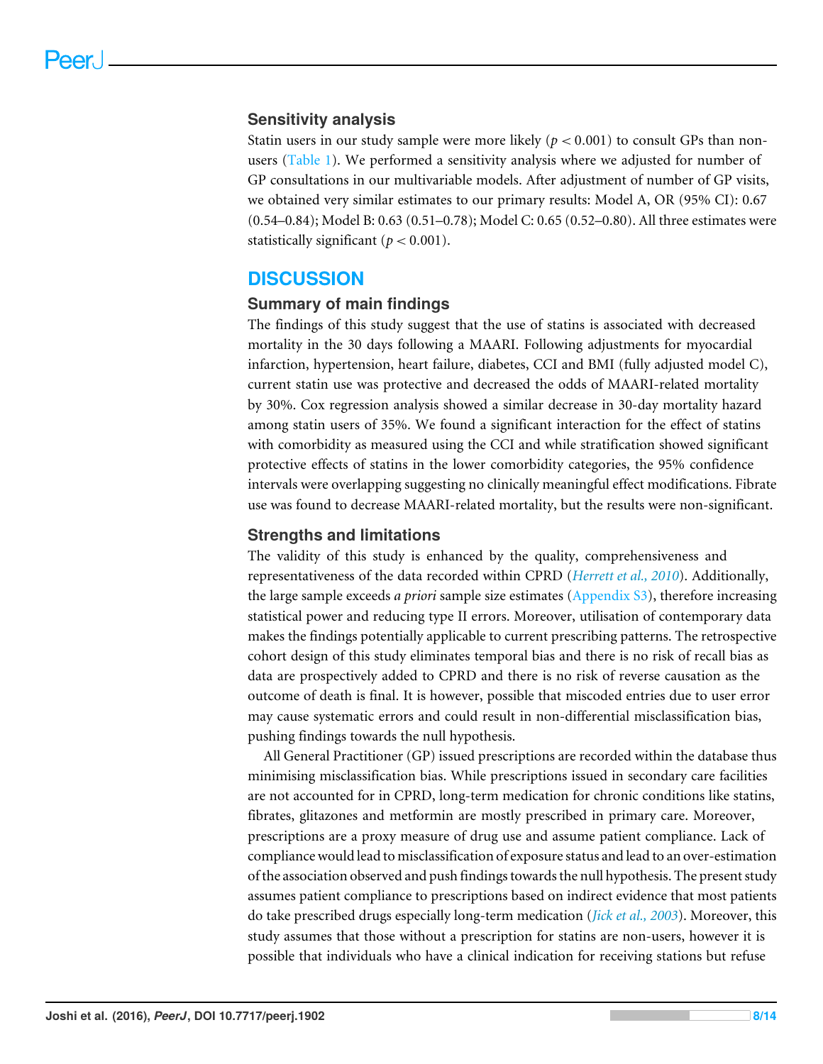### Sensitivity analysis

Statin users in our study sample were more likely ($p < 0.001$) to consult GPs than non-users (Table 1). We performed a sensitivity analysis where we adjusted for number of GP consultations in our multivariable models. After adjustment of number of GP visits, we obtained very similar estimates to our primary results: Model A, OR (95% CI): 0.67 (0.54–0.84); Model B: 0.63 (0.51–0.78); Model C: 0.65 (0.52–0.80). All three estimates were statistically significant ($p < 0.001$).

## DISCUSSION

### Summary of main findings

The findings of this study suggest that the use of statins is associated with decreased mortality in the 30 days following a MAARI. Following adjustments for myocardial infarction, hypertension, heart failure, diabetes, CCI and BMI (fully adjusted model C), current statin use was protective and decreased the odds of MAARI-related mortality by 30%. Cox regression analysis showed a similar decrease in 30-day mortality hazard among statin users of 35%. We found a significant interaction for the effect of statins with comorbidity as measured using the CCI and while stratification showed significant protective effects of statins in the lower comorbidity categories, the 95% confidence intervals were overlapping suggesting no clinically meaningful effect modifications. Fibrate use was found to decrease MAARI-related mortality, but the results were non-significant.

### Strengths and limitations

The validity of this study is enhanced by the quality, comprehensiveness and representativeness of the data recorded within CPRD (*Herrett et al., 2010*). Additionally, the large sample exceeds *a priori* sample size estimates (Appendix S3), therefore increasing statistical power and reducing type II errors. Moreover, utilisation of contemporary data makes the findings potentially applicable to current prescribing patterns. The retrospective cohort design of this study eliminates temporal bias and there is no risk of recall bias as data are prospectively added to CPRD and there is no risk of reverse causation as the outcome of death is final. It is however, possible that miscoded entries due to user error may cause systematic errors and could result in non-differential misclassification bias, pushing findings towards the null hypothesis.

All General Practitioner (GP) issued prescriptions are recorded within the database thus minimising misclassification bias. While prescriptions issued in secondary care facilities are not accounted for in CPRD, long-term medication for chronic conditions like statins, fibrates, glitazones and metformin are mostly prescribed in primary care. Moreover, prescriptions are a proxy measure of drug use and assume patient compliance. Lack of compliance would lead to misclassification of exposure status and lead to an over-estimation of the association observed and push findings towards the null hypothesis. The present study assumes patient compliance to prescriptions based on indirect evidence that most patients do take prescribed drugs especially long-term medication (*Jick et al., 2003*). Moreover, this study assumes that those without a prescription for statins are non-users, however it is possible that individuals who have a clinical indication for receiving stations but refuse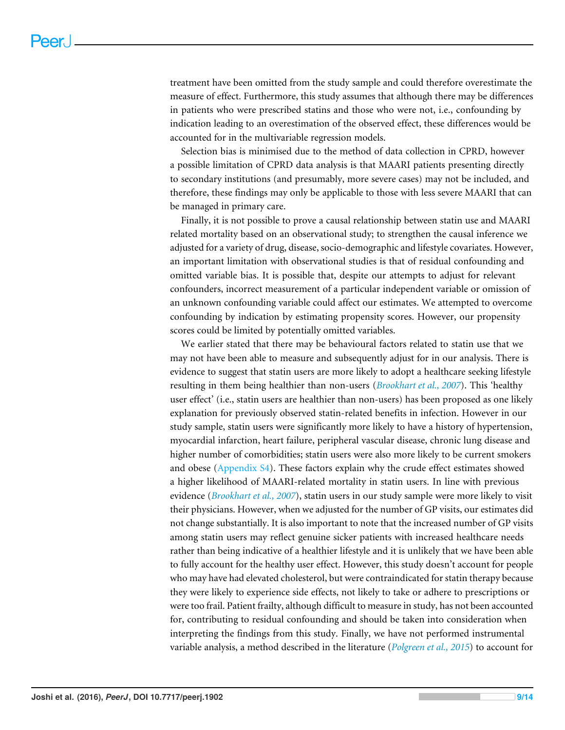treatment have been omitted from the study sample and could therefore overestimate the measure of effect. Furthermore, this study assumes that although there may be differences in patients who were prescribed statins and those who were not, i.e., confounding by indication leading to an overestimation of the observed effect, these differences would be accounted for in the multivariable regression models.

Selection bias is minimised due to the method of data collection in CPRD, however a possible limitation of CPRD data analysis is that MAARI patients presenting directly to secondary institutions (and presumably, more severe cases) may not be included, and therefore, these findings may only be applicable to those with less severe MAARI that can be managed in primary care.

Finally, it is not possible to prove a causal relationship between statin use and MAARI related mortality based on an observational study; to strengthen the causal inference we adjusted for a variety of drug, disease, socio-demographic and lifestyle covariates. However, an important limitation with observational studies is that of residual confounding and omitted variable bias. It is possible that, despite our attempts to adjust for relevant confounders, incorrect measurement of a particular independent variable or omission of an unknown confounding variable could affect our estimates. We attempted to overcome confounding by indication by estimating propensity scores. However, our propensity scores could be limited by potentially omitted variables.

We earlier stated that there may be behavioural factors related to statin use that we may not have been able to measure and subsequently adjust for in our analysis. There is evidence to suggest that statin users are more likely to adopt a healthcare seeking lifestyle resulting in them being healthier than non-users (*Brookhart et al., 2007*). This 'healthy user effect' (i.e., statin users are healthier than non-users) has been proposed as one likely explanation for previously observed statin-related benefits in infection. However in our study sample, statin users were significantly more likely to have a history of hypertension, myocardial infarction, heart failure, peripheral vascular disease, chronic lung disease and higher number of comorbidities; statin users were also more likely to be current smokers and obese (Appendix S4). These factors explain why the crude effect estimates showed a higher likelihood of MAARI-related mortality in statin users. In line with previous evidence (*Brookhart et al., 2007*), statin users in our study sample were more likely to visit their physicians. However, when we adjusted for the number of GP visits, our estimates did not change substantially. It is also important to note that the increased number of GP visits among statin users may reflect genuine sicker patients with increased healthcare needs rather than being indicative of a healthier lifestyle and it is unlikely that we have been able to fully account for the healthy user effect. However, this study doesn't account for people who may have had elevated cholesterol, but were contraindicated for statin therapy because they were likely to experience side effects, not likely to take or adhere to prescriptions or were too frail. Patient frailty, although difficult to measure in study, has not been accounted for, contributing to residual confounding and should be taken into consideration when interpreting the findings from this study. Finally, we have not performed instrumental variable analysis, a method described in the literature (*Polgreen et al., 2015*) to account for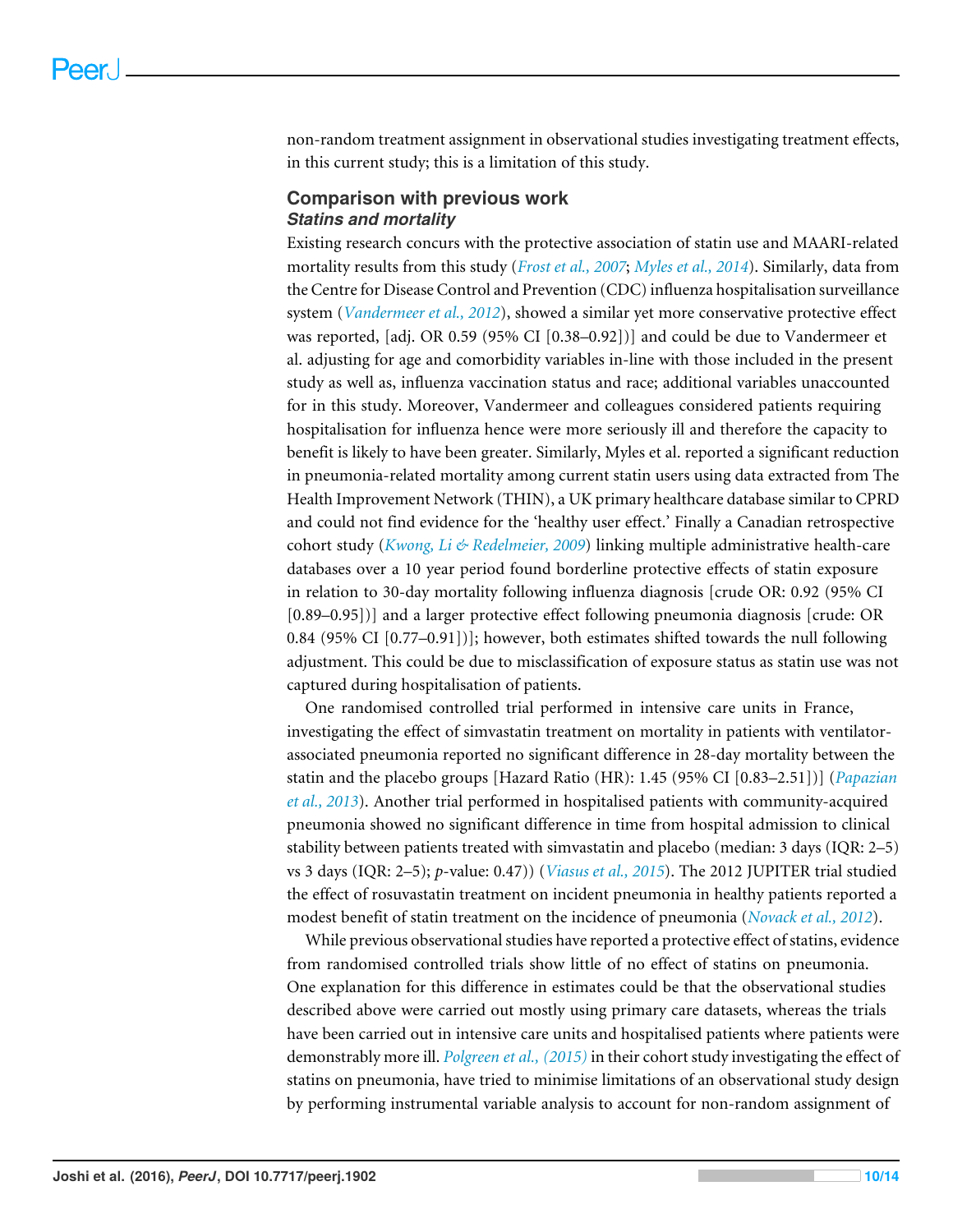non-random treatment assignment in observational studies investigating treatment effects, in this current study; this is a limitation of this study.

## Comparison with previous work

### Statins and mortality

Existing research concurs with the protective association of statin use and MAARI-related mortality results from this study (*Frost et al., 2007*; *Myles et al., 2014*). Similarly, data from the Centre for Disease Control and Prevention (CDC) influenza hospitalisation surveillance system (*Vandermeer et al., 2012*), showed a similar yet more conservative protective effect was reported, [adj. OR 0.59 (95% CI [0.38–0.92])] and could be due to Vandermeer et al. adjusting for age and comorbidity variables in-line with those included in the present study as well as, influenza vaccination status and race; additional variables unaccounted for in this study. Moreover, Vandermeer and colleagues considered patients requiring hospitalisation for influenza hence were more seriously ill and therefore the capacity to benefit is likely to have been greater. Similarly, Myles et al. reported a significant reduction in pneumonia-related mortality among current statin users using data extracted from The Health Improvement Network (THIN), a UK primary healthcare database similar to CPRD and could not find evidence for the 'healthy user effect.' Finally a Canadian retrospective cohort study (*Kwong, Li & Redelmeier, 2009*) linking multiple administrative health-care databases over a 10 year period found borderline protective effects of statin exposure in relation to 30-day mortality following influenza diagnosis [crude OR: 0.92 (95% CI [0.89–0.95])] and a larger protective effect following pneumonia diagnosis [crude: OR 0.84 (95% CI [0.77–0.91])]; however, both estimates shifted towards the null following adjustment. This could be due to misclassification of exposure status as statin use was not captured during hospitalisation of patients.

One randomised controlled trial performed in intensive care units in France, investigating the effect of simvastatin treatment on mortality in patients with ventilator-associated pneumonia reported no significant difference in 28-day mortality between the statin and the placebo groups [Hazard Ratio (HR): 1.45 (95% CI [0.83–2.51])] (*Papazian et al., 2013*). Another trial performed in hospitalised patients with community-acquired pneumonia showed no significant difference in time from hospital admission to clinical stability between patients treated with simvastatin and placebo (median: 3 days (IQR: 2–5) vs 3 days (IQR: 2–5); *p*-value: 0.47)) (*Viasus et al., 2015*). The 2012 JUPITER trial studied the effect of rosuvastatin treatment on incident pneumonia in healthy patients reported a modest benefit of statin treatment on the incidence of pneumonia (*Novack et al., 2012*).

While previous observational studies have reported a protective effect of statins, evidence from randomised controlled trials show little of no effect of statins on pneumonia. One explanation for this difference in estimates could be that the observational studies described above were carried out mostly using primary care datasets, whereas the trials have been carried out in intensive care units and hospitalised patients where patients were demonstrably more ill. *Polgreen et al., (2015)* in their cohort study investigating the effect of statins on pneumonia, have tried to minimise limitations of an observational study design by performing instrumental variable analysis to account for non-random assignment of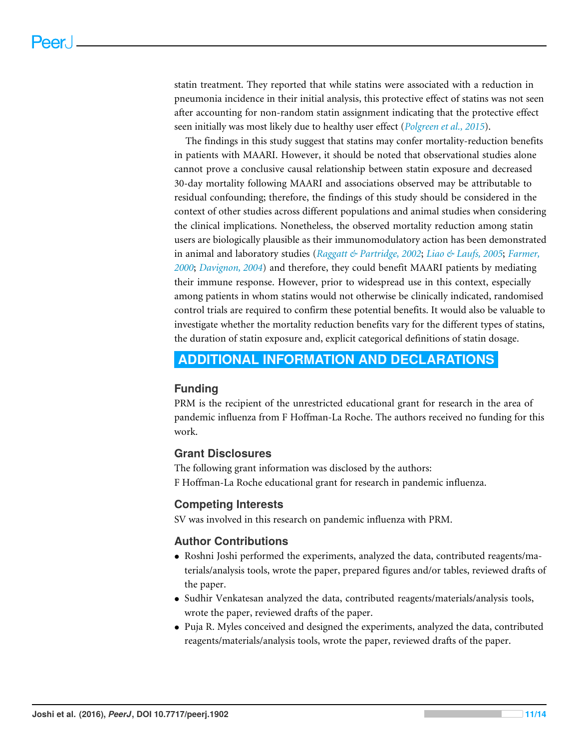statin treatment. They reported that while statins were associated with a reduction in pneumonia incidence in their initial analysis, this protective effect of statins was not seen after accounting for non-random statin assignment indicating that the protective effect seen initially was most likely due to healthy user effect (*Polgreen et al., 2015*).

The findings in this study suggest that statins may confer mortality-reduction benefits in patients with MAARI. However, it should be noted that observational studies alone cannot prove a conclusive causal relationship between statin exposure and decreased 30-day mortality following MAARI and associations observed may be attributable to residual confounding; therefore, the findings of this study should be considered in the context of other studies across different populations and animal studies when considering the clinical implications. Nonetheless, the observed mortality reduction among statin users are biologically plausible as their immunomodulatory action has been demonstrated in animal and laboratory studies (*Raggatt & Partridge, 2002*; *Liao & Laufs, 2005*; *Farmer, 2000*; *Davignon, 2004*) and therefore, they could benefit MAARI patients by mediating their immune response. However, prior to widespread use in this context, especially among patients in whom statins would not otherwise be clinically indicated, randomised control trials are required to confirm these potential benefits. It would also be valuable to investigate whether the mortality reduction benefits vary for the different types of statins, the duration of statin exposure and, explicit categorical definitions of statin dosage.

# ADDITIONAL INFORMATION AND DECLARATIONS

## Funding

PRM is the recipient of the unrestricted educational grant for research in the area of pandemic influenza from F Hoffman-La Roche. The authors received no funding for this work.

## Grant Disclosures

The following grant information was disclosed by the authors:
F Hoffman-La Roche educational grant for research in pandemic influenza.

## Competing Interests

SV was involved in this research on pandemic influenza with PRM.

## Author Contributions

- Roshni Joshi performed the experiments, analyzed the data, contributed reagents/materials/analysis tools, wrote the paper, prepared figures and/or tables, reviewed drafts of the paper.
- Sudhir Venkatesan analyzed the data, contributed reagents/materials/analysis tools, wrote the paper, reviewed drafts of the paper.
- Puja R. Myles conceived and designed the experiments, analyzed the data, contributed reagents/materials/analysis tools, wrote the paper, reviewed drafts of the paper.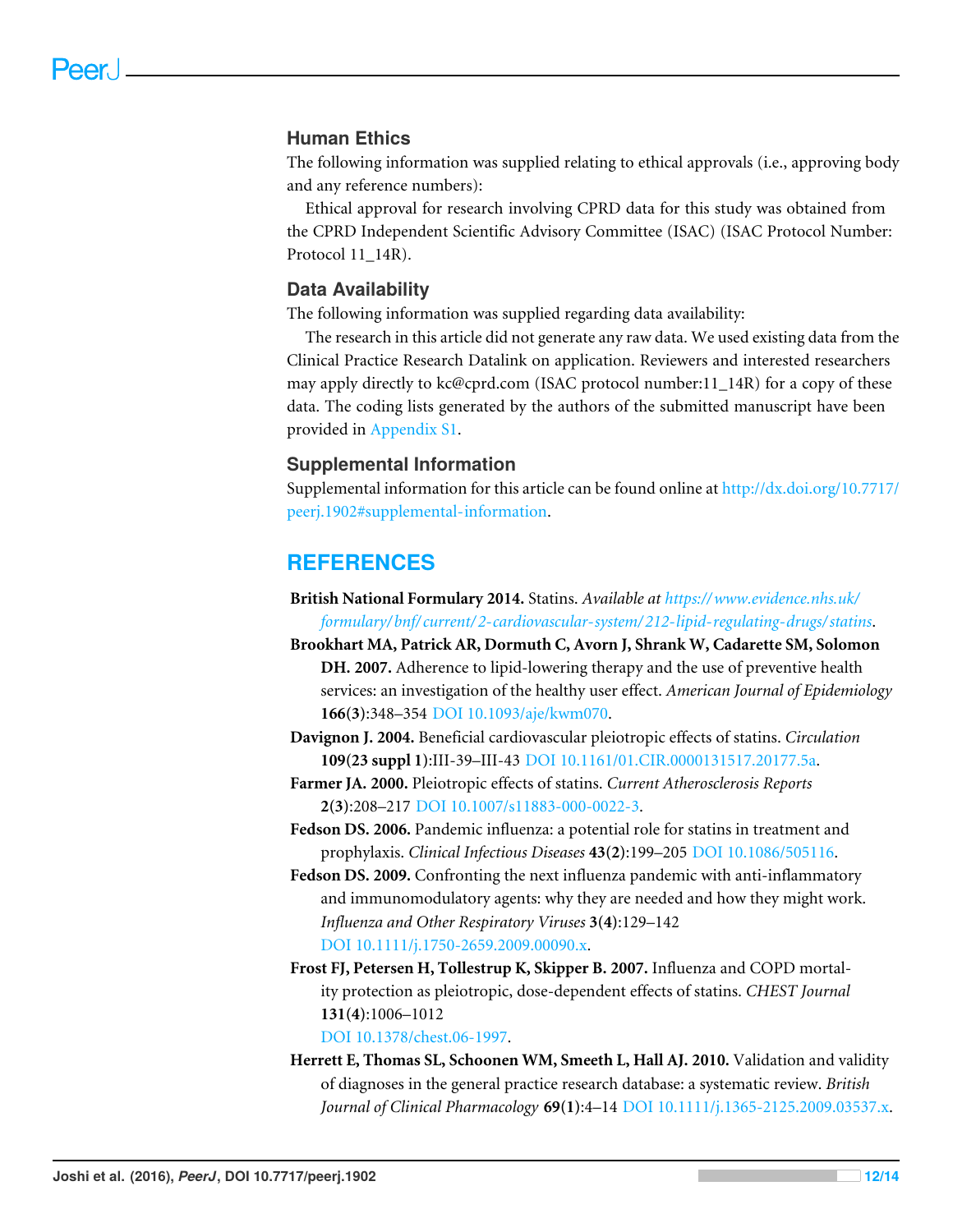## Human Ethics

The following information was supplied relating to ethical approvals (i.e., approving body and any reference numbers):

Ethical approval for research involving CPRD data for this study was obtained from the CPRD Independent Scientific Advisory Committee (ISAC) (ISAC Protocol Number: Protocol 11_14R).

## Data Availability

The following information was supplied regarding data availability:

The research in this article did not generate any raw data. We used existing data from the Clinical Practice Research Datalink on application. Reviewers and interested researchers may apply directly to kc@cprd.com (ISAC protocol number:11_14R) for a copy of these data. The coding lists generated by the authors of the submitted manuscript have been provided in Appendix S1.

## Supplemental Information

Supplemental information for this article can be found online at http://dx.doi.org/10.7717/peerj.1902#supplemental-information.

# REFERENCES

**British National Formulary 2014.** Statins. *Available at https://www.evidence.nhs.uk/formulary/bnf/current/2-cardiovascular-system/212-lipid-regulating-drugs/statins*.

**Brookhart MA, Patrick AR, Dormuth C, Avorn J, Shrank W, Cadarette SM, Solomon DH. 2007.** Adherence to lipid-lowering therapy and the use of preventive health services: an investigation of the healthy user effect. *American Journal of Epidemiology* **166(3)**:348–354 DOI 10.1093/aje/kwm070.

**Davignon J. 2004.** Beneficial cardiovascular pleiotropic effects of statins. *Circulation* **109(23 suppl 1)**:III-39–III-43 DOI 10.1161/01.CIR.0000131517.20177.5a.

**Farmer JA. 2000.** Pleiotropic effects of statins. *Current Atherosclerosis Reports* **2(3)**:208–217 DOI 10.1007/s11883-000-0022-3.

**Fedson DS. 2006.** Pandemic influenza: a potential role for statins in treatment and prophylaxis. *Clinical Infectious Diseases* **43(2)**:199–205 DOI 10.1086/505116.

**Fedson DS. 2009.** Confronting the next influenza pandemic with anti-inflammatory and immunomodulatory agents: why they are needed and how they might work. *Influenza and Other Respiratory Viruses* **3(4)**:129–142 DOI 10.1111/j.1750-2659.2009.00090.x.

**Frost FJ, Petersen H, Tollestrup K, Skipper B. 2007.** Influenza and COPD mortality protection as pleiotropic, dose-dependent effects of statins. *CHEST Journal* **131(4)**:1006–1012 DOI 10.1378/chest.06-1997.

**Herrett E, Thomas SL, Schoonen WM, Smeeth L, Hall AJ. 2010.** Validation and validity of diagnoses in the general practice research database: a systematic review. *British Journal of Clinical Pharmacology* **69(1)**:4–14 DOI 10.1111/j.1365-2125.2009.03537.x.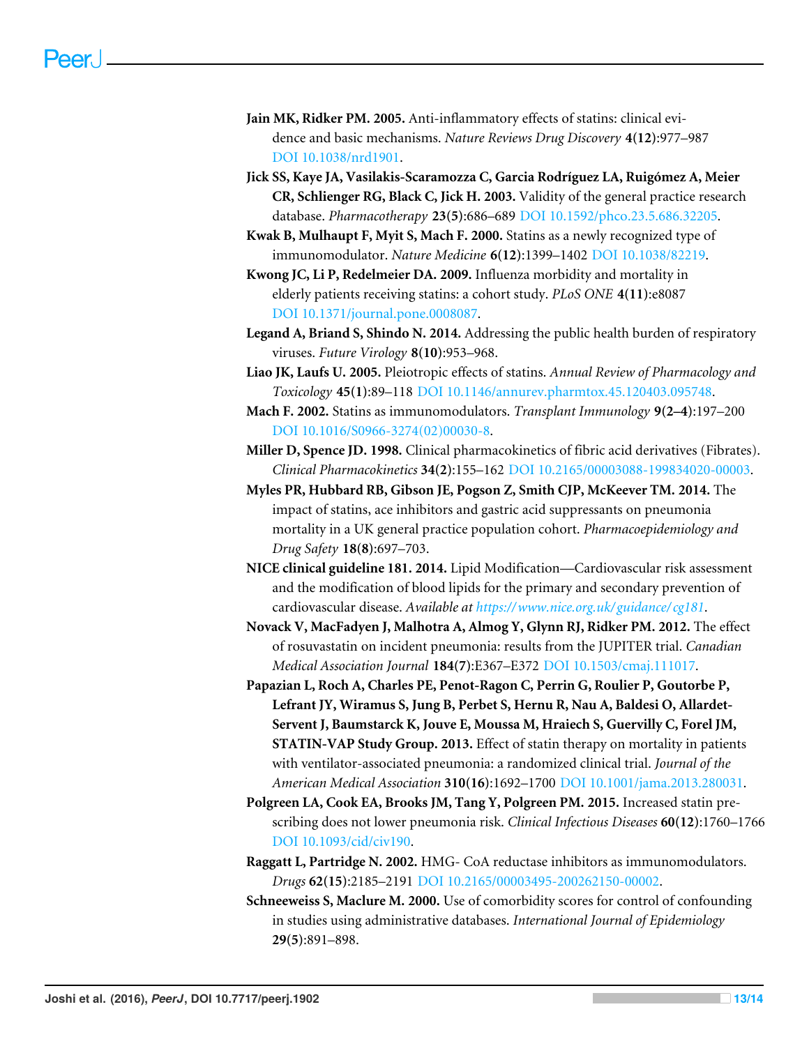**Jain MK, Ridker PM. 2005.** Anti-inflammatory effects of statins: clinical evidence and basic mechanisms. *Nature Reviews Drug Discovery* **4(12)**:977–987 DOI 10.1038/nrd1901.

**Jick SS, Kaye JA, Vasilakis-Scaramozza C, Garcia Rodríguez LA, Ruigómez A, Meier CR, Schlienger RG, Black C, Jick H. 2003.** Validity of the general practice research database. *Pharmacotherapy* **23(5)**:686–689 DOI 10.1592/phco.23.5.686.32205.

**Kwak B, Mulhaupt F, Myit S, Mach F. 2000.** Statins as a newly recognized type of immunomodulator. *Nature Medicine* **6(12)**:1399–1402 DOI 10.1038/82219.

**Kwong JC, Li P, Redelmeier DA. 2009.** Influenza morbidity and mortality in elderly patients receiving statins: a cohort study. *PLoS ONE* **4(11)**:e8087 DOI 10.1371/journal.pone.0008087.

**Legand A, Briand S, Shindo N. 2014.** Addressing the public health burden of respiratory viruses. *Future Virology* **8(10)**:953–968.

**Liao JK, Laufs U. 2005.** Pleiotropic effects of statins. *Annual Review of Pharmacology and Toxicology* **45(1)**:89–118 DOI 10.1146/annurev.pharmtox.45.120403.095748.

**Mach F. 2002.** Statins as immunomodulators. *Transplant Immunology* **9(2–4)**:197–200 DOI 10.1016/S0966-3274(02)00030-8.

**Miller D, Spence JD. 1998.** Clinical pharmacokinetics of fibric acid derivatives (Fibrates). *Clinical Pharmacokinetics* **34(2)**:155–162 DOI 10.2165/00003088-199834020-00003.

**Myles PR, Hubbard RB, Gibson JE, Pogson Z, Smith CJP, McKeever TM. 2014.** The impact of statins, ace inhibitors and gastric acid suppressants on pneumonia mortality in a UK general practice population cohort. *Pharmacoepidemiology and Drug Safety* **18(8)**:697–703.

**NICE clinical guideline 181. 2014.** Lipid Modification—Cardiovascular risk assessment and the modification of blood lipids for the primary and secondary prevention of cardiovascular disease. *Available at https://www.nice.org.uk/guidance/cg181*.

**Novack V, MacFadyen J, Malhotra A, Almog Y, Glynn RJ, Ridker PM. 2012.** The effect of rosuvastatin on incident pneumonia: results from the JUPITER trial. *Canadian Medical Association Journal* **184(7)**:E367–E372 DOI 10.1503/cmaj.111017.

**Papazian L, Roch A, Charles PE, Penot-Ragon C, Perrin G, Roulier P, Goutorbe P, Lefrant JY, Wiramus S, Jung B, Perbet S, Hernu R, Nau A, Baldesi O, Allardet-Servent J, Baumstarck K, Jouve E, Moussa M, Hraiech S, Guervilly C, Forel JM, STATIN-VAP Study Group. 2013.** Effect of statin therapy on mortality in patients with ventilator-associated pneumonia: a randomized clinical trial. *Journal of the American Medical Association* **310(16)**:1692–1700 DOI 10.1001/jama.2013.280031.

**Polgreen LA, Cook EA, Brooks JM, Tang Y, Polgreen PM. 2015.** Increased statin prescribing does not lower pneumonia risk. *Clinical Infectious Diseases* **60(12)**:1760–1766 DOI 10.1093/cid/civ190.

**Raggatt L, Partridge N. 2002.** HMG- CoA reductase inhibitors as immunomodulators. *Drugs* **62(15)**:2185–2191 DOI 10.2165/00003495-200262150-00002.

**Schneeweiss S, Maclure M. 2000.** Use of comorbidity scores for control of confounding in studies using administrative databases. *International Journal of Epidemiology* **29(5)**:891–898.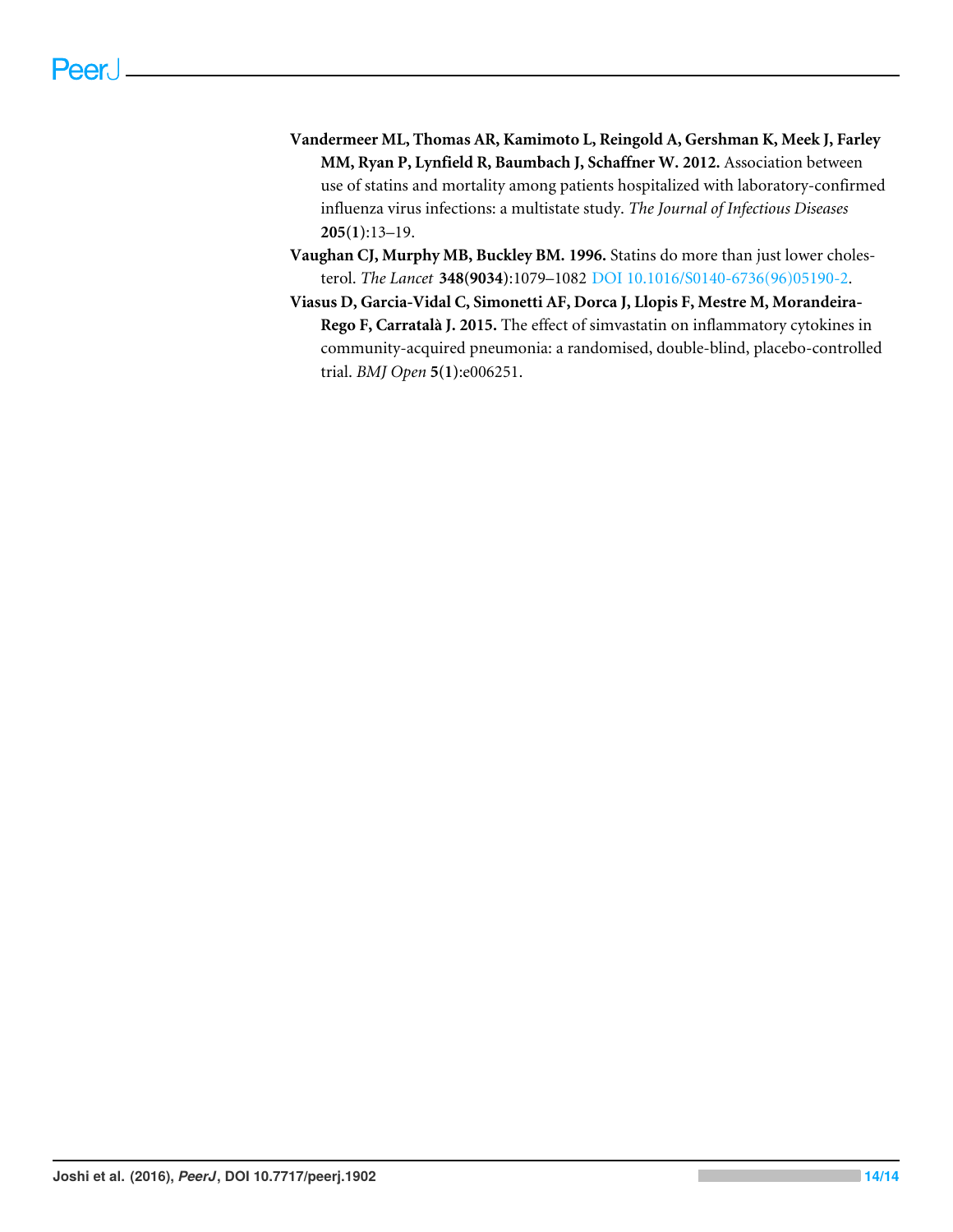**Vandermeer ML, Thomas AR, Kamimoto L, Reingold A, Gershman K, Meek J, Farley MM, Ryan P, Lynfield R, Baumbach J, Schaffner W. 2012.** Association between use of statins and mortality among patients hospitalized with laboratory-confirmed influenza virus infections: a multistate study. *The Journal of Infectious Diseases* **205(1)**:13–19.

**Vaughan CJ, Murphy MB, Buckley BM. 1996.** Statins do more than just lower cholesterol. *The Lancet* **348(9034)**:1079–1082 DOI 10.1016/S0140-6736(96)05190-2.

**Viasus D, Garcia-Vidal C, Simonetti AF, Dorca J, Llopis F, Mestre M, Morandeira-Rego F, Carratalà J. 2015.** The effect of simvastatin on inflammatory cytokines in community-acquired pneumonia: a randomised, double-blind, placebo-controlled trial. *BMJ Open* **5(1)**:e006251.